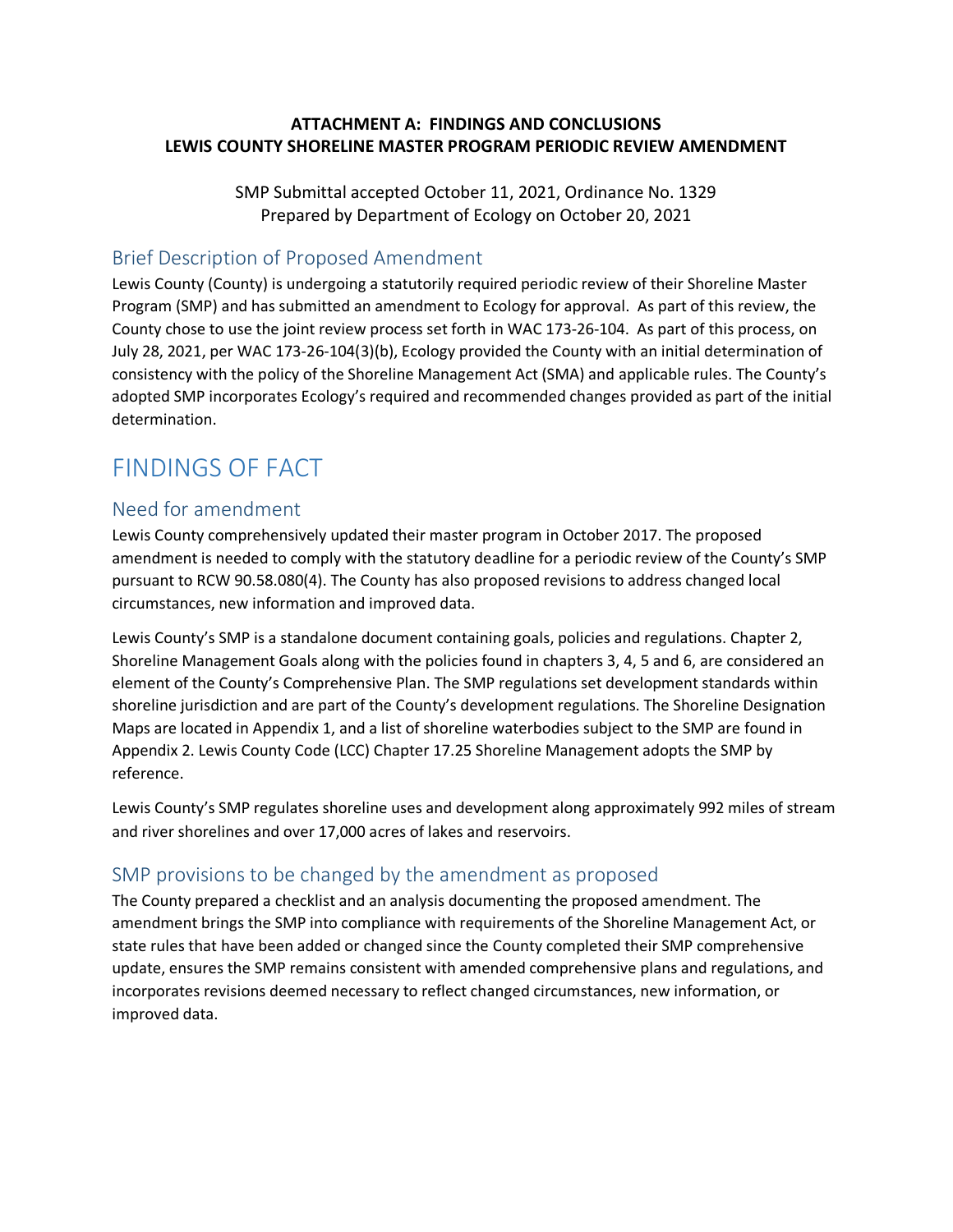**ATTACHMENT A: FINDINGS AND CONCLUSIONS**
**LEWIS COUNTY SHORELINE MASTER PROGRAM PERIODIC REVIEW AMENDMENT**

SMP Submittal accepted October 11, 2021, Ordinance No. 1329
Prepared by Department of Ecology on October 20, 2021

## Brief Description of Proposed Amendment

Lewis County (County) is undergoing a statutorily required periodic review of their Shoreline Master Program (SMP) and has submitted an amendment to Ecology for approval. As part of this review, the County chose to use the joint review process set forth in WAC 173-26-104. As part of this process, on July 28, 2021, per WAC 173-26-104(3)(b), Ecology provided the County with an initial determination of consistency with the policy of the Shoreline Management Act (SMA) and applicable rules. The County's adopted SMP incorporates Ecology's required and recommended changes provided as part of the initial determination.

# FINDINGS OF FACT

## Need for amendment

Lewis County comprehensively updated their master program in October 2017. The proposed amendment is needed to comply with the statutory deadline for a periodic review of the County's SMP pursuant to RCW 90.58.080(4). The County has also proposed revisions to address changed local circumstances, new information and improved data.

Lewis County's SMP is a standalone document containing goals, policies and regulations. Chapter 2, Shoreline Management Goals along with the policies found in chapters 3, 4, 5 and 6, are considered an element of the County's Comprehensive Plan. The SMP regulations set development standards within shoreline jurisdiction and are part of the County's development regulations. The Shoreline Designation Maps are located in Appendix 1, and a list of shoreline waterbodies subject to the SMP are found in Appendix 2. Lewis County Code (LCC) Chapter 17.25 Shoreline Management adopts the SMP by reference.

Lewis County's SMP regulates shoreline uses and development along approximately 992 miles of stream and river shorelines and over 17,000 acres of lakes and reservoirs.

## SMP provisions to be changed by the amendment as proposed

The County prepared a checklist and an analysis documenting the proposed amendment. The amendment brings the SMP into compliance with requirements of the Shoreline Management Act, or state rules that have been added or changed since the County completed their SMP comprehensive update, ensures the SMP remains consistent with amended comprehensive plans and regulations, and incorporates revisions deemed necessary to reflect changed circumstances, new information, or improved data.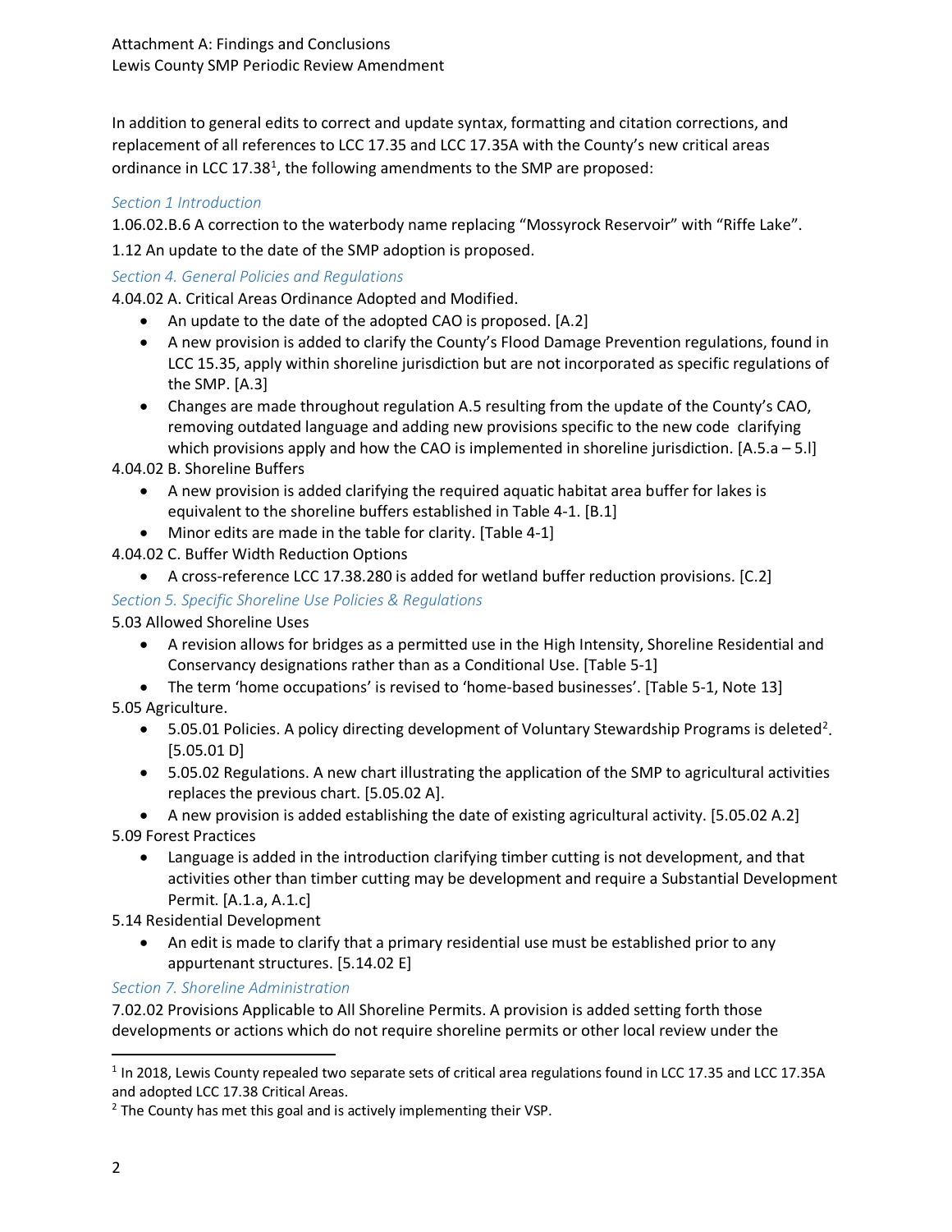In addition to general edits to correct and update syntax, formatting and citation corrections, and replacement of all references to LCC 17.35 and LCC 17.35A with the County's new critical areas ordinance in LCC 17.38[1], the following amendments to the SMP are proposed:

### *Section 1 Introduction*

1.06.02.B.6 A correction to the waterbody name replacing "Mossyrock Reservoir" with "Riffe Lake".

1.12 An update to the date of the SMP adoption is proposed.

### *Section 4. General Policies and Regulations*

4.04.02 A. Critical Areas Ordinance Adopted and Modified.

- An update to the date of the adopted CAO is proposed. [A.2]
- A new provision is added to clarify the County's Flood Damage Prevention regulations, found in LCC 15.35, apply within shoreline jurisdiction but are not incorporated as specific regulations of the SMP. [A.3]
- Changes are made throughout regulation A.5 resulting from the update of the County's CAO, removing outdated language and adding new provisions specific to the new code clarifying which provisions apply and how the CAO is implemented in shoreline jurisdiction. [A.5.a – 5.l]

4.04.02 B. Shoreline Buffers

- A new provision is added clarifying the required aquatic habitat area buffer for lakes is equivalent to the shoreline buffers established in Table 4-1. [B.1]
- Minor edits are made in the table for clarity. [Table 4-1]

4.04.02 C. Buffer Width Reduction Options

- A cross-reference LCC 17.38.280 is added for wetland buffer reduction provisions. [C.2]

### *Section 5. Specific Shoreline Use Policies & Regulations*

5.03 Allowed Shoreline Uses

- A revision allows for bridges as a permitted use in the High Intensity, Shoreline Residential and Conservancy designations rather than as a Conditional Use. [Table 5-1]
- The term 'home occupations' is revised to 'home-based businesses'. [Table 5-1, Note 13]

5.05 Agriculture.

- 5.05.01 Policies. A policy directing development of Voluntary Stewardship Programs is deleted[2]. [5.05.01 D]
- 5.05.02 Regulations. A new chart illustrating the application of the SMP to agricultural activities replaces the previous chart. [5.05.02 A].
- A new provision is added establishing the date of existing agricultural activity. [5.05.02 A.2]

5.09 Forest Practices

- Language is added in the introduction clarifying timber cutting is not development, and that activities other than timber cutting may be development and require a Substantial Development Permit. [A.1.a, A.1.c]

5.14 Residential Development

- An edit is made to clarify that a primary residential use must be established prior to any appurtenant structures. [5.14.02 E]

### *Section 7. Shoreline Administration*

7.02.02 Provisions Applicable to All Shoreline Permits. A provision is added setting forth those developments or actions which do not require shoreline permits or other local review under the

---

[1] In 2018, Lewis County repealed two separate sets of critical area regulations found in LCC 17.35 and LCC 17.35A and adopted LCC 17.38 Critical Areas.

[2] The County has met this goal and is actively implementing their VSP.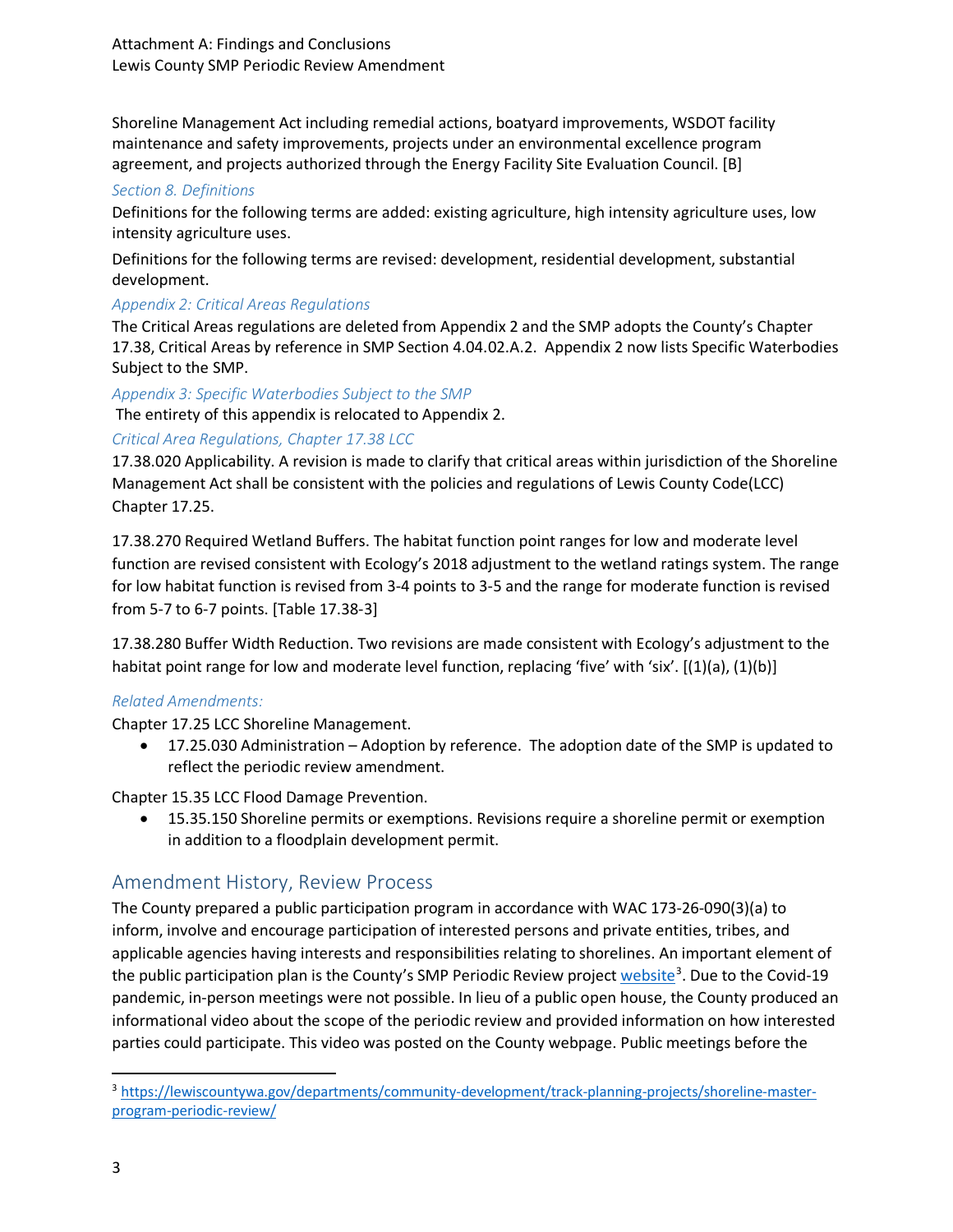Shoreline Management Act including remedial actions, boatyard improvements, WSDOT facility maintenance and safety improvements, projects under an environmental excellence program agreement, and projects authorized through the Energy Facility Site Evaluation Council. [B]

*Section 8. Definitions*

Definitions for the following terms are added: existing agriculture, high intensity agriculture uses, low intensity agriculture uses.

Definitions for the following terms are revised: development, residential development, substantial development.

*Appendix 2: Critical Areas Regulations*

The Critical Areas regulations are deleted from Appendix 2 and the SMP adopts the County's Chapter 17.38, Critical Areas by reference in SMP Section 4.04.02.A.2. Appendix 2 now lists Specific Waterbodies Subject to the SMP.

*Appendix 3: Specific Waterbodies Subject to the SMP*

The entirety of this appendix is relocated to Appendix 2.

*Critical Area Regulations, Chapter 17.38 LCC*

17.38.020 Applicability. A revision is made to clarify that critical areas within jurisdiction of the Shoreline Management Act shall be consistent with the policies and regulations of Lewis County Code(LCC) Chapter 17.25.

17.38.270 Required Wetland Buffers. The habitat function point ranges for low and moderate level function are revised consistent with Ecology's 2018 adjustment to the wetland ratings system. The range for low habitat function is revised from 3-4 points to 3-5 and the range for moderate function is revised from 5-7 to 6-7 points. [Table 17.38-3]

17.38.280 Buffer Width Reduction. Two revisions are made consistent with Ecology's adjustment to the habitat point range for low and moderate level function, replacing 'five' with 'six'. [(1)(a), (1)(b)]

*Related Amendments:*

Chapter 17.25 LCC Shoreline Management.

- 17.25.030 Administration – Adoption by reference. The adoption date of the SMP is updated to reflect the periodic review amendment.

Chapter 15.35 LCC Flood Damage Prevention.

- 15.35.150 Shoreline permits or exemptions. Revisions require a shoreline permit or exemption in addition to a floodplain development permit.

## Amendment History, Review Process

The County prepared a public participation program in accordance with WAC 173-26-090(3)(a) to inform, involve and encourage participation of interested persons and private entities, tribes, and applicable agencies having interests and responsibilities relating to shorelines. An important element of the public participation plan is the County's SMP Periodic Review project website[3]. Due to the Covid-19 pandemic, in-person meetings were not possible. In lieu of a public open house, the County produced an informational video about the scope of the periodic review and provided information on how interested parties could participate. This video was posted on the County webpage. Public meetings before the

[3] https://lewiscountywa.gov/departments/community-development/track-planning-projects/shoreline-master-program-periodic-review/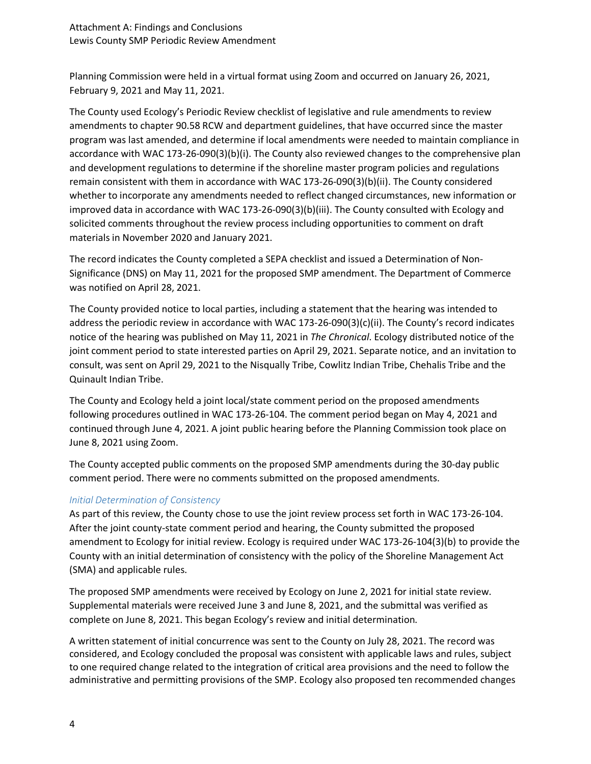Planning Commission were held in a virtual format using Zoom and occurred on January 26, 2021, February 9, 2021 and May 11, 2021.

The County used Ecology's Periodic Review checklist of legislative and rule amendments to review amendments to chapter 90.58 RCW and department guidelines, that have occurred since the master program was last amended, and determine if local amendments were needed to maintain compliance in accordance with WAC 173-26-090(3)(b)(i). The County also reviewed changes to the comprehensive plan and development regulations to determine if the shoreline master program policies and regulations remain consistent with them in accordance with WAC 173-26-090(3)(b)(ii). The County considered whether to incorporate any amendments needed to reflect changed circumstances, new information or improved data in accordance with WAC 173-26-090(3)(b)(iii). The County consulted with Ecology and solicited comments throughout the review process including opportunities to comment on draft materials in November 2020 and January 2021.

The record indicates the County completed a SEPA checklist and issued a Determination of Non-Significance (DNS) on May 11, 2021 for the proposed SMP amendment. The Department of Commerce was notified on April 28, 2021.

The County provided notice to local parties, including a statement that the hearing was intended to address the periodic review in accordance with WAC 173-26-090(3)(c)(ii). The County's record indicates notice of the hearing was published on May 11, 2021 in *The Chronical*. Ecology distributed notice of the joint comment period to state interested parties on April 29, 2021. Separate notice, and an invitation to consult, was sent on April 29, 2021 to the Nisqually Tribe, Cowlitz Indian Tribe, Chehalis Tribe and the Quinault Indian Tribe.

The County and Ecology held a joint local/state comment period on the proposed amendments following procedures outlined in WAC 173-26-104. The comment period began on May 4, 2021 and continued through June 4, 2021. A joint public hearing before the Planning Commission took place on June 8, 2021 using Zoom.

The County accepted public comments on the proposed SMP amendments during the 30-day public comment period. There were no comments submitted on the proposed amendments.

### *Initial Determination of Consistency*

As part of this review, the County chose to use the joint review process set forth in WAC 173-26-104. After the joint county-state comment period and hearing, the County submitted the proposed amendment to Ecology for initial review. Ecology is required under WAC 173-26-104(3)(b) to provide the County with an initial determination of consistency with the policy of the Shoreline Management Act (SMA) and applicable rules.

The proposed SMP amendments were received by Ecology on June 2, 2021 for initial state review. Supplemental materials were received June 3 and June 8, 2021, and the submittal was verified as complete on June 8, 2021. This began Ecology's review and initial determination.

A written statement of initial concurrence was sent to the County on July 28, 2021. The record was considered, and Ecology concluded the proposal was consistent with applicable laws and rules, subject to one required change related to the integration of critical area provisions and the need to follow the administrative and permitting provisions of the SMP. Ecology also proposed ten recommended changes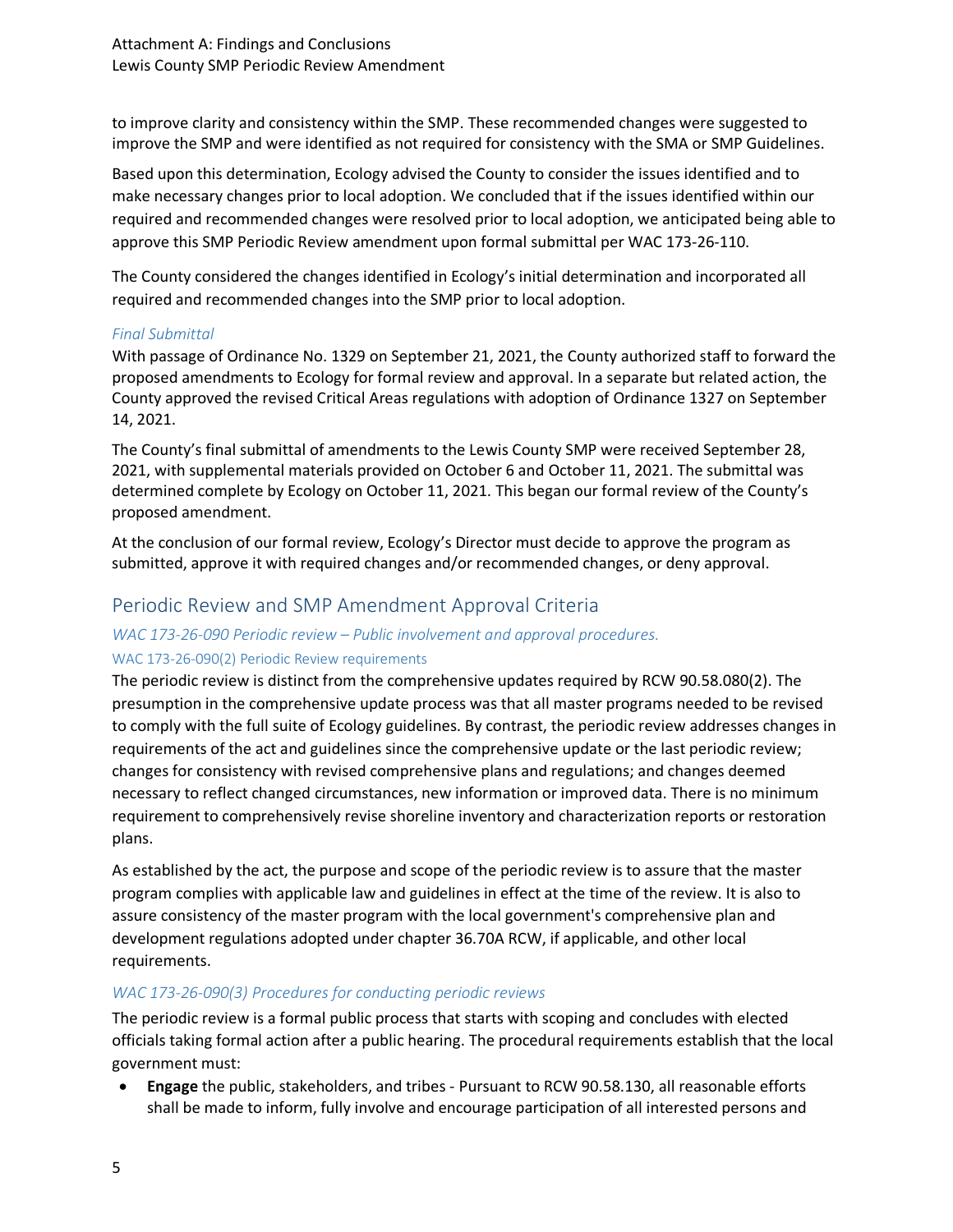to improve clarity and consistency within the SMP. These recommended changes were suggested to improve the SMP and were identified as not required for consistency with the SMA or SMP Guidelines.

Based upon this determination, Ecology advised the County to consider the issues identified and to make necessary changes prior to local adoption. We concluded that if the issues identified within our required and recommended changes were resolved prior to local adoption, we anticipated being able to approve this SMP Periodic Review amendment upon formal submittal per WAC 173-26-110.

The County considered the changes identified in Ecology's initial determination and incorporated all required and recommended changes into the SMP prior to local adoption.

#### *Final Submittal*

With passage of Ordinance No. 1329 on September 21, 2021, the County authorized staff to forward the proposed amendments to Ecology for formal review and approval. In a separate but related action, the County approved the revised Critical Areas regulations with adoption of Ordinance 1327 on September 14, 2021.

The County's final submittal of amendments to the Lewis County SMP were received September 28, 2021, with supplemental materials provided on October 6 and October 11, 2021. The submittal was determined complete by Ecology on October 11, 2021. This began our formal review of the County's proposed amendment.

At the conclusion of our formal review, Ecology's Director must decide to approve the program as submitted, approve it with required changes and/or recommended changes, or deny approval.

## Periodic Review and SMP Amendment Approval Criteria

### *WAC 173-26-090 Periodic review – Public involvement and approval procedures.*

#### WAC 173-26-090(2) Periodic Review requirements

The periodic review is distinct from the comprehensive updates required by RCW 90.58.080(2). The presumption in the comprehensive update process was that all master programs needed to be revised to comply with the full suite of Ecology guidelines. By contrast, the periodic review addresses changes in requirements of the act and guidelines since the comprehensive update or the last periodic review; changes for consistency with revised comprehensive plans and regulations; and changes deemed necessary to reflect changed circumstances, new information or improved data. There is no minimum requirement to comprehensively revise shoreline inventory and characterization reports or restoration plans.

As established by the act, the purpose and scope of the periodic review is to assure that the master program complies with applicable law and guidelines in effect at the time of the review. It is also to assure consistency of the master program with the local government's comprehensive plan and development regulations adopted under chapter 36.70A RCW, if applicable, and other local requirements.

### *WAC 173-26-090(3) Procedures for conducting periodic reviews*

The periodic review is a formal public process that starts with scoping and concludes with elected officials taking formal action after a public hearing. The procedural requirements establish that the local government must:

- **Engage** the public, stakeholders, and tribes - Pursuant to RCW 90.58.130, all reasonable efforts shall be made to inform, fully involve and encourage participation of all interested persons and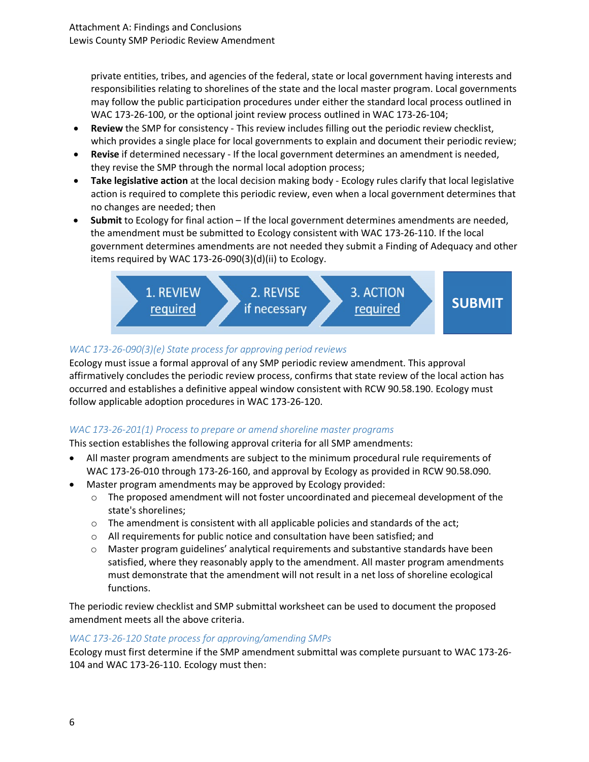private entities, tribes, and agencies of the federal, state or local government having interests and responsibilities relating to shorelines of the state and the local master program. Local governments may follow the public participation procedures under either the standard local process outlined in WAC 173-26-100, or the optional joint review process outlined in WAC 173-26-104;

- **Review** the SMP for consistency - This review includes filling out the periodic review checklist, which provides a single place for local governments to explain and document their periodic review;
- **Revise** if determined necessary - If the local government determines an amendment is needed, they revise the SMP through the normal local adoption process;
- **Take legislative action** at the local decision making body - Ecology rules clarify that local legislative action is required to complete this periodic review, even when a local government determines that no changes are needed; then
- **Submit** to Ecology for final action – If the local government determines amendments are needed, the amendment must be submitted to Ecology consistent with WAC 173-26-110. If the local government determines amendments are not needed they submit a Finding of Adequacy and other items required by WAC 173-26-090(3)(d)(ii) to Ecology.

1. REVIEW required → 2. REVISE if necessary → 3. ACTION required → **SUBMIT**

*WAC 173-26-090(3)(e) State process for approving period reviews*

Ecology must issue a formal approval of any SMP periodic review amendment. This approval affirmatively concludes the periodic review process, confirms that state review of the local action has occurred and establishes a definitive appeal window consistent with RCW 90.58.190. Ecology must follow applicable adoption procedures in WAC 173-26-120.

*WAC 173-26-201(1) Process to prepare or amend shoreline master programs*

This section establishes the following approval criteria for all SMP amendments:

- All master program amendments are subject to the minimum procedural rule requirements of WAC 173-26-010 through 173-26-160, and approval by Ecology as provided in RCW 90.58.090.
- Master program amendments may be approved by Ecology provided:
  - The proposed amendment will not foster uncoordinated and piecemeal development of the state's shorelines;
  - The amendment is consistent with all applicable policies and standards of the act;
  - All requirements for public notice and consultation have been satisfied; and
  - Master program guidelines' analytical requirements and substantive standards have been satisfied, where they reasonably apply to the amendment. All master program amendments must demonstrate that the amendment will not result in a net loss of shoreline ecological functions.

The periodic review checklist and SMP submittal worksheet can be used to document the proposed amendment meets all the above criteria.

*WAC 173-26-120 State process for approving/amending SMPs*

Ecology must first determine if the SMP amendment submittal was complete pursuant to WAC 173-26-104 and WAC 173-26-110. Ecology must then: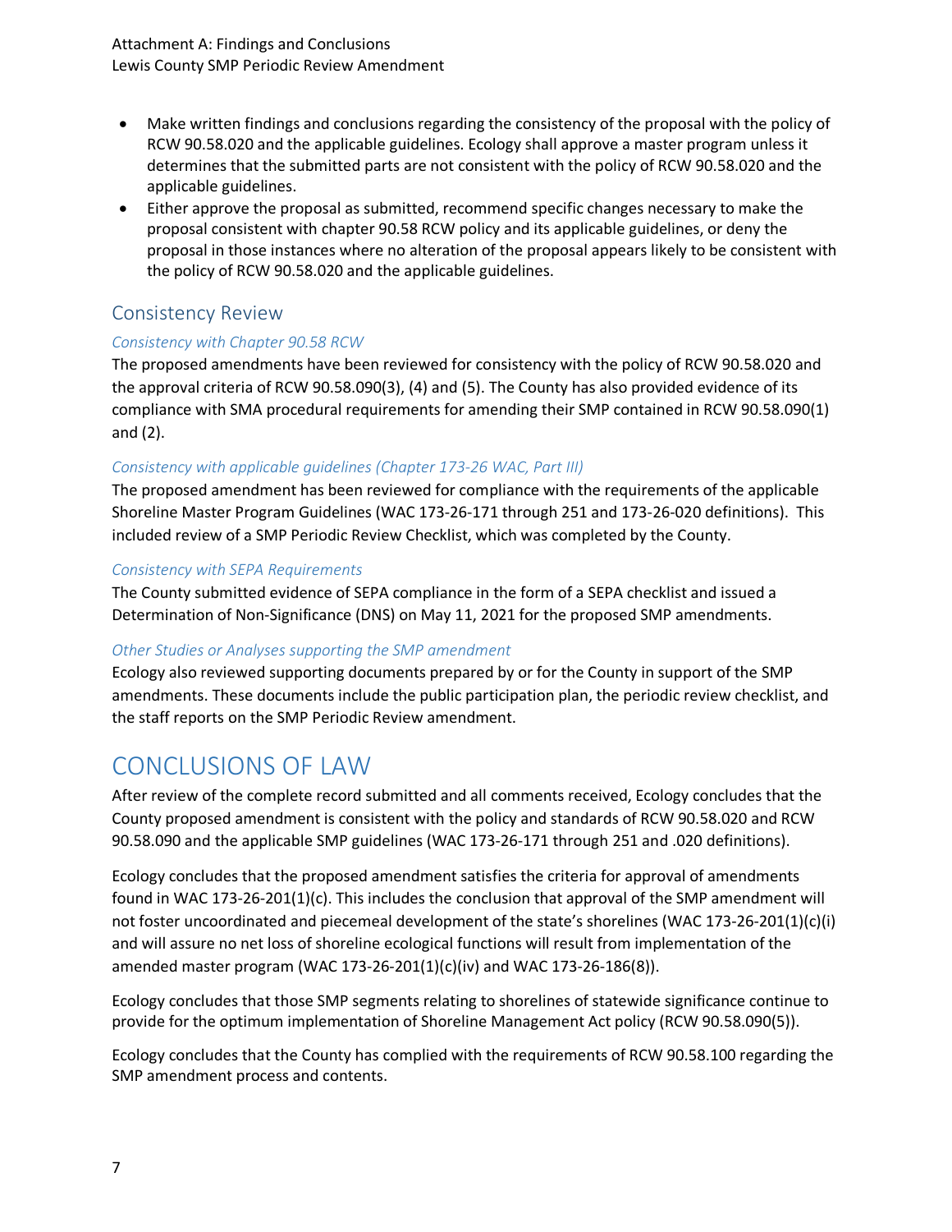- Make written findings and conclusions regarding the consistency of the proposal with the policy of RCW 90.58.020 and the applicable guidelines. Ecology shall approve a master program unless it determines that the submitted parts are not consistent with the policy of RCW 90.58.020 and the applicable guidelines.
- Either approve the proposal as submitted, recommend specific changes necessary to make the proposal consistent with chapter 90.58 RCW policy and its applicable guidelines, or deny the proposal in those instances where no alteration of the proposal appears likely to be consistent with the policy of RCW 90.58.020 and the applicable guidelines.

## Consistency Review

### *Consistency with Chapter 90.58 RCW*

The proposed amendments have been reviewed for consistency with the policy of RCW 90.58.020 and the approval criteria of RCW 90.58.090(3), (4) and (5). The County has also provided evidence of its compliance with SMA procedural requirements for amending their SMP contained in RCW 90.58.090(1) and (2).

### *Consistency with applicable guidelines (Chapter 173-26 WAC, Part III)*

The proposed amendment has been reviewed for compliance with the requirements of the applicable Shoreline Master Program Guidelines (WAC 173-26-171 through 251 and 173-26-020 definitions). This included review of a SMP Periodic Review Checklist, which was completed by the County.

### *Consistency with SEPA Requirements*

The County submitted evidence of SEPA compliance in the form of a SEPA checklist and issued a Determination of Non-Significance (DNS) on May 11, 2021 for the proposed SMP amendments.

### *Other Studies or Analyses supporting the SMP amendment*

Ecology also reviewed supporting documents prepared by or for the County in support of the SMP amendments. These documents include the public participation plan, the periodic review checklist, and the staff reports on the SMP Periodic Review amendment.

# CONCLUSIONS OF LAW

After review of the complete record submitted and all comments received, Ecology concludes that the County proposed amendment is consistent with the policy and standards of RCW 90.58.020 and RCW 90.58.090 and the applicable SMP guidelines (WAC 173-26-171 through 251 and .020 definitions).

Ecology concludes that the proposed amendment satisfies the criteria for approval of amendments found in WAC 173-26-201(1)(c). This includes the conclusion that approval of the SMP amendment will not foster uncoordinated and piecemeal development of the state's shorelines (WAC 173-26-201(1)(c)(i) and will assure no net loss of shoreline ecological functions will result from implementation of the amended master program (WAC 173-26-201(1)(c)(iv) and WAC 173-26-186(8)).

Ecology concludes that those SMP segments relating to shorelines of statewide significance continue to provide for the optimum implementation of Shoreline Management Act policy (RCW 90.58.090(5)).

Ecology concludes that the County has complied with the requirements of RCW 90.58.100 regarding the SMP amendment process and contents.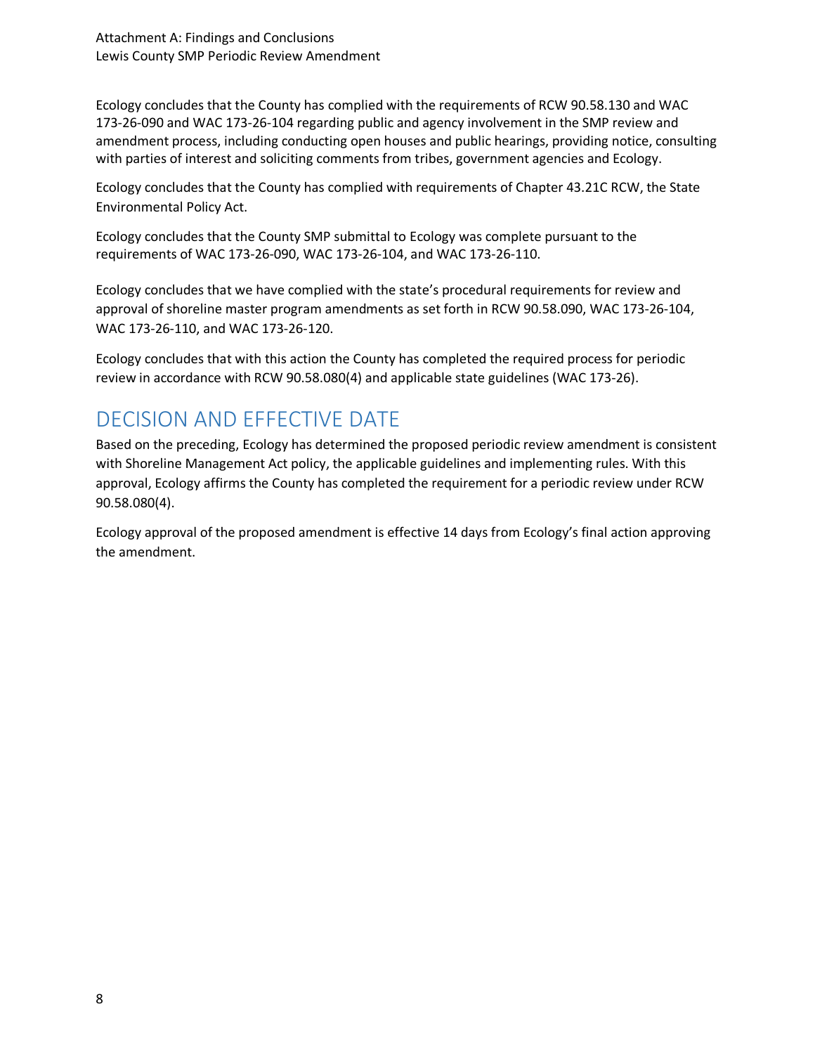Ecology concludes that the County has complied with the requirements of RCW 90.58.130 and WAC 173-26-090 and WAC 173-26-104 regarding public and agency involvement in the SMP review and amendment process, including conducting open houses and public hearings, providing notice, consulting with parties of interest and soliciting comments from tribes, government agencies and Ecology.

Ecology concludes that the County has complied with requirements of Chapter 43.21C RCW, the State Environmental Policy Act.

Ecology concludes that the County SMP submittal to Ecology was complete pursuant to the requirements of WAC 173-26-090, WAC 173-26-104, and WAC 173-26-110.

Ecology concludes that we have complied with the state's procedural requirements for review and approval of shoreline master program amendments as set forth in RCW 90.58.090, WAC 173-26-104, WAC 173-26-110, and WAC 173-26-120.

Ecology concludes that with this action the County has completed the required process for periodic review in accordance with RCW 90.58.080(4) and applicable state guidelines (WAC 173-26).

## DECISION AND EFFECTIVE DATE

Based on the preceding, Ecology has determined the proposed periodic review amendment is consistent with Shoreline Management Act policy, the applicable guidelines and implementing rules. With this approval, Ecology affirms the County has completed the requirement for a periodic review under RCW 90.58.080(4).

Ecology approval of the proposed amendment is effective 14 days from Ecology's final action approving the amendment.